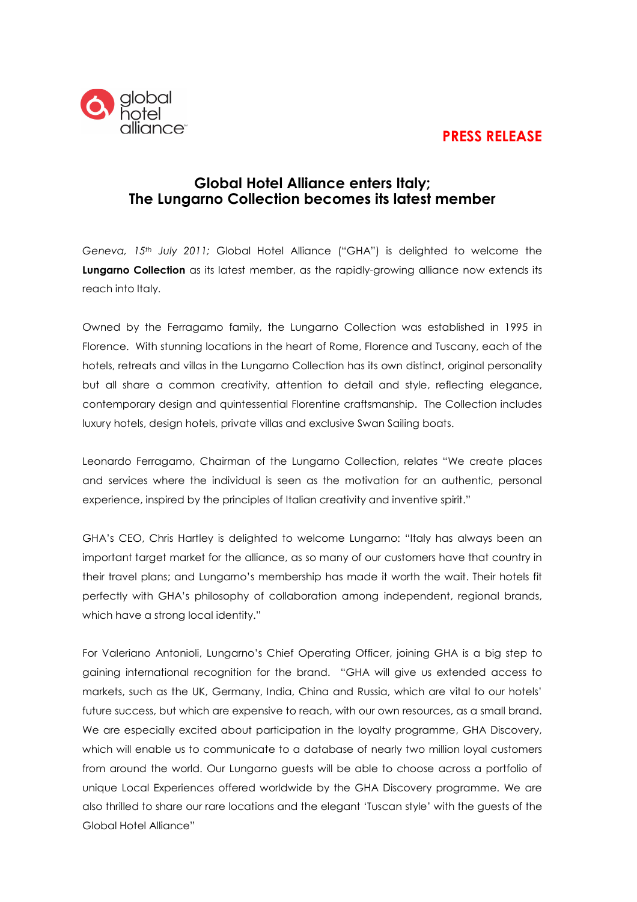global hotel alliance

**PRESS RELEASE**

# Global Hotel Alliance enters Italy; The Lungarno Collection becomes its latest member

*Geneva, 15th July 2011;* Global Hotel Alliance ("GHA") is delighted to welcome the **Lungarno Collection** as its latest member, as the rapidly-growing alliance now extends its reach into Italy.

Owned by the Ferragamo family, the Lungarno Collection was established in 1995 in Florence. With stunning locations in the heart of Rome, Florence and Tuscany, each of the hotels, retreats and villas in the Lungarno Collection has its own distinct, original personality but all share a common creativity, attention to detail and style, reflecting elegance, contemporary design and quintessential Florentine craftsmanship. The Collection includes luxury hotels, design hotels, private villas and exclusive Swan Sailing boats.

Leonardo Ferragamo, Chairman of the Lungarno Collection, relates "We create places and services where the individual is seen as the motivation for an authentic, personal experience, inspired by the principles of Italian creativity and inventive spirit."

GHA's CEO, Chris Hartley is delighted to welcome Lungarno: "Italy has always been an important target market for the alliance, as so many of our customers have that country in their travel plans; and Lungarno's membership has made it worth the wait. Their hotels fit perfectly with GHA's philosophy of collaboration among independent, regional brands, which have a strong local identity."

For Valeriano Antonioli, Lungarno's Chief Operating Officer, joining GHA is a big step to gaining international recognition for the brand. "GHA will give us extended access to markets, such as the UK, Germany, India, China and Russia, which are vital to our hotels' future success, but which are expensive to reach, with our own resources, as a small brand. We are especially excited about participation in the loyalty programme, GHA Discovery, which will enable us to communicate to a database of nearly two million loyal customers from around the world. Our Lungarno guests will be able to choose across a portfolio of unique Local Experiences offered worldwide by the GHA Discovery programme. We are also thrilled to share our rare locations and the elegant 'Tuscan style' with the guests of the Global Hotel Alliance"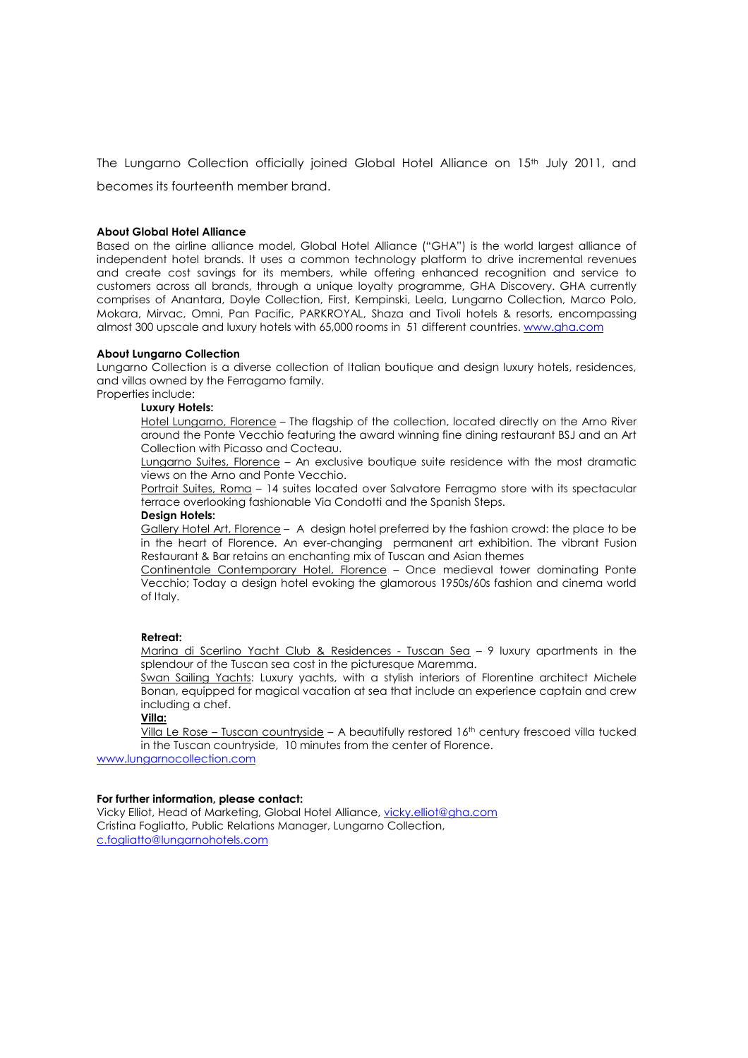The Lungarno Collection officially joined Global Hotel Alliance on 15th July 2011, and becomes its fourteenth member brand.

**About Global Hotel Alliance**

Based on the airline alliance model, Global Hotel Alliance ("GHA") is the world largest alliance of independent hotel brands. It uses a common technology platform to drive incremental revenues and create cost savings for its members, while offering enhanced recognition and service to customers across all brands, through a unique loyalty programme, GHA Discovery. GHA currently comprises of Anantara, Doyle Collection, First, Kempinski, Leela, Lungarno Collection, Marco Polo, Mokara, Mirvac, Omni, Pan Pacific, PARKROYAL, Shaza and Tivoli hotels & resorts, encompassing almost 300 upscale and luxury hotels with 65,000 rooms in 51 different countries. www.gha.com

**About Lungarno Collection**

Lungarno Collection is a diverse collection of Italian boutique and design luxury hotels, residences, and villas owned by the Ferragamo family.

Properties include:

**Luxury Hotels:**

Hotel Lungarno, Florence – The flagship of the collection, located directly on the Arno River around the Ponte Vecchio featuring the award winning fine dining restaurant BSJ and an Art Collection with Picasso and Cocteau.

Lungarno Suites, Florence – An exclusive boutique suite residence with the most dramatic views on the Arno and Ponte Vecchio.

Portrait Suites, Roma – 14 suites located over Salvatore Ferragmo store with its spectacular terrace overlooking fashionable Via Condotti and the Spanish Steps.

**Design Hotels:**

Gallery Hotel Art, Florence – A design hotel preferred by the fashion crowd: the place to be in the heart of Florence. An ever-changing permanent art exhibition. The vibrant Fusion Restaurant & Bar retains an enchanting mix of Tuscan and Asian themes

Continentale Contemporary Hotel, Florence – Once medieval tower dominating Ponte Vecchio; Today a design hotel evoking the glamorous 1950s/60s fashion and cinema world of Italy.

**Retreat:**

Marina di Scerlino Yacht Club & Residences - Tuscan Sea – 9 luxury apartments in the splendour of the Tuscan sea cost in the picturesque Maremma.

Swan Sailing Yachts: Luxury yachts, with a stylish interiors of Florentine architect Michele Bonan, equipped for magical vacation at sea that include an experience captain and crew including a chef.

**Villa:**

Villa Le Rose – Tuscan countryside – A beautifully restored 16th century frescoed villa tucked in the Tuscan countryside, 10 minutes from the center of Florence.

www.lungarnocollection.com

**For further information, please contact:**

Vicky Elliot, Head of Marketing, Global Hotel Alliance, vicky.elliot@gha.com

Cristina Fogliatto, Public Relations Manager, Lungarno Collection, c.fogliatto@lungarnohotels.com